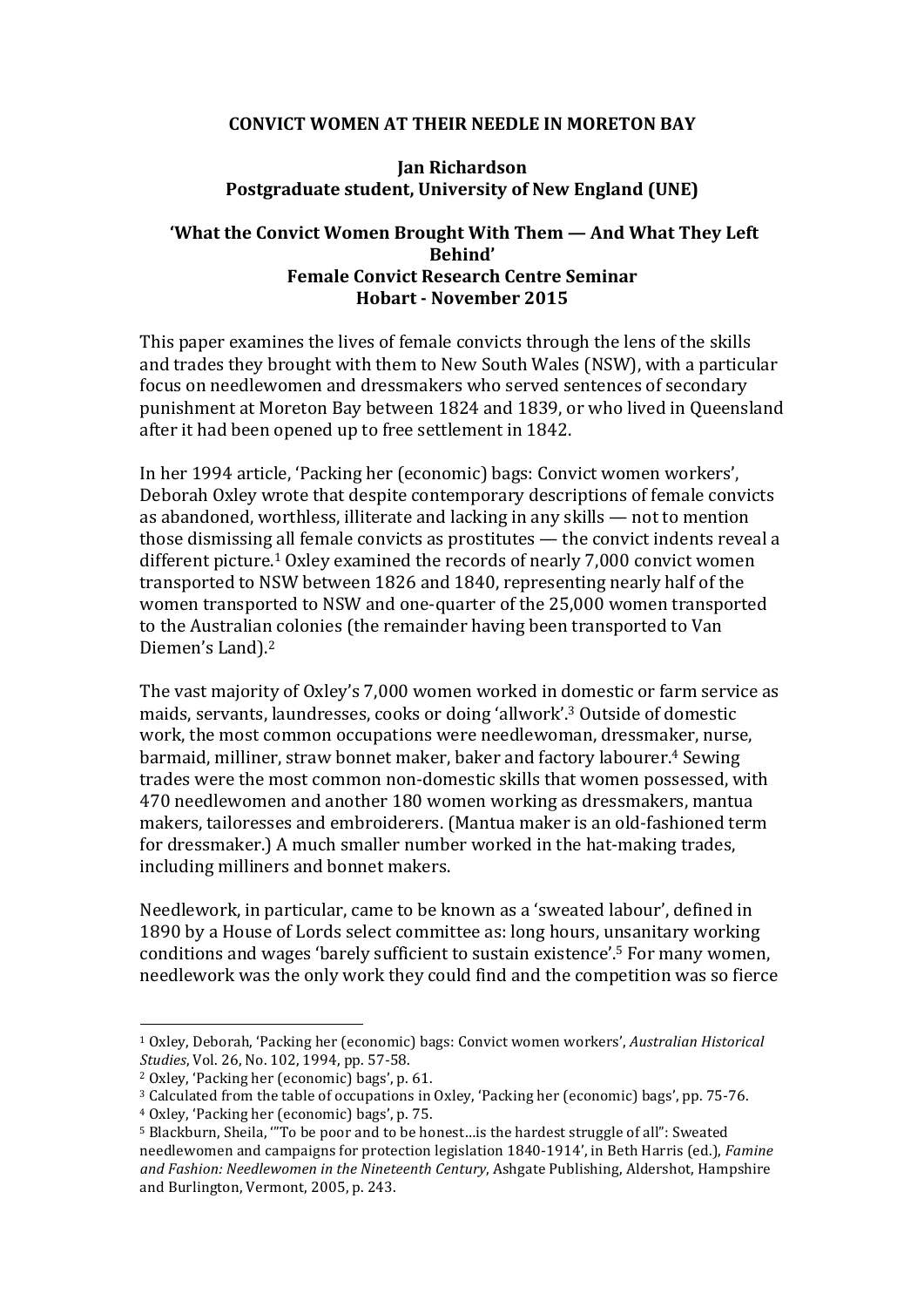# CONVICT WOMEN AT THEIR NEEDLE IN MORETON BAY

**Jan Richardson**
**Postgraduate student, University of New England (UNE)**

**'What the Convict Women Brought With Them — And What They Left Behind'**
**Female Convict Research Centre Seminar**
**Hobart - November 2015**

This paper examines the lives of female convicts through the lens of the skills and trades they brought with them to New South Wales (NSW), with a particular focus on needlewomen and dressmakers who served sentences of secondary punishment at Moreton Bay between 1824 and 1839, or who lived in Queensland after it had been opened up to free settlement in 1842.

In her 1994 article, 'Packing her (economic) bags: Convict women workers', Deborah Oxley wrote that despite contemporary descriptions of female convicts as abandoned, worthless, illiterate and lacking in any skills — not to mention those dismissing all female convicts as prostitutes — the convict indents reveal a different picture.[1] Oxley examined the records of nearly 7,000 convict women transported to NSW between 1826 and 1840, representing nearly half of the women transported to NSW and one-quarter of the 25,000 women transported to the Australian colonies (the remainder having been transported to Van Diemen's Land).[2]

The vast majority of Oxley's 7,000 women worked in domestic or farm service as maids, servants, laundresses, cooks or doing 'allwork'.[3] Outside of domestic work, the most common occupations were needlewoman, dressmaker, nurse, barmaid, milliner, straw bonnet maker, baker and factory labourer.[4] Sewing trades were the most common non-domestic skills that women possessed, with 470 needlewomen and another 180 women working as dressmakers, mantua makers, tailoresses and embroiderers. (Mantua maker is an old-fashioned term for dressmaker.) A much smaller number worked in the hat-making trades, including milliners and bonnet makers.

Needlework, in particular, came to be known as a 'sweated labour', defined in 1890 by a House of Lords select committee as: long hours, unsanitary working conditions and wages 'barely sufficient to sustain existence'.[5] For many women, needlework was the only work they could find and the competition was so fierce

---

[1] Oxley, Deborah, 'Packing her (economic) bags: Convict women workers', *Australian Historical Studies*, Vol. 26, No. 102, 1994, pp. 57-58.

[2] Oxley, 'Packing her (economic) bags', p. 61.

[3] Calculated from the table of occupations in Oxley, 'Packing her (economic) bags', pp. 75-76.

[4] Oxley, 'Packing her (economic) bags', p. 75.

[5] Blackburn, Sheila, '"To be poor and to be honest…is the hardest struggle of all": Sweated needlewomen and campaigns for protection legislation 1840-1914', in Beth Harris (ed.), *Famine and Fashion: Needlewomen in the Nineteenth Century*, Ashgate Publishing, Aldershot, Hampshire and Burlington, Vermont, 2005, p. 243.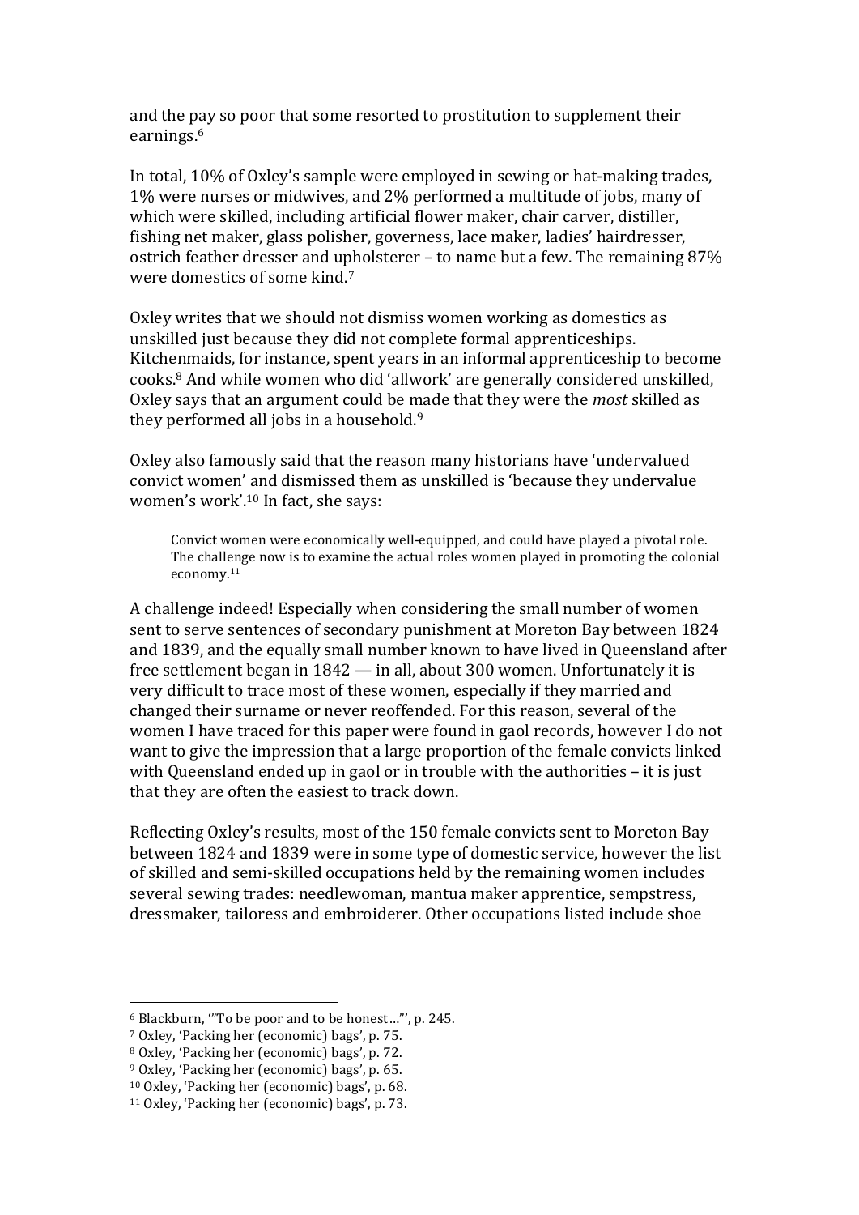and the pay so poor that some resorted to prostitution to supplement their earnings.[6]

In total, 10% of Oxley's sample were employed in sewing or hat-making trades, 1% were nurses or midwives, and 2% performed a multitude of jobs, many of which were skilled, including artificial flower maker, chair carver, distiller, fishing net maker, glass polisher, governess, lace maker, ladies' hairdresser, ostrich feather dresser and upholsterer – to name but a few. The remaining 87% were domestics of some kind.[7]

Oxley writes that we should not dismiss women working as domestics as unskilled just because they did not complete formal apprenticeships. Kitchenmaids, for instance, spent years in an informal apprenticeship to become cooks.[8] And while women who did 'allwork' are generally considered unskilled, Oxley says that an argument could be made that they were the *most* skilled as they performed all jobs in a household.[9]

Oxley also famously said that the reason many historians have 'undervalued convict women' and dismissed them as unskilled is 'because they undervalue women's work'.[10] In fact, she says:

> Convict women were economically well-equipped, and could have played a pivotal role. The challenge now is to examine the actual roles women played in promoting the colonial economy.[11]

A challenge indeed! Especially when considering the small number of women sent to serve sentences of secondary punishment at Moreton Bay between 1824 and 1839, and the equally small number known to have lived in Queensland after free settlement began in 1842 — in all, about 300 women. Unfortunately it is very difficult to trace most of these women, especially if they married and changed their surname or never reoffended. For this reason, several of the women I have traced for this paper were found in gaol records, however I do not want to give the impression that a large proportion of the female convicts linked with Queensland ended up in gaol or in trouble with the authorities – it is just that they are often the easiest to track down.

Reflecting Oxley's results, most of the 150 female convicts sent to Moreton Bay between 1824 and 1839 were in some type of domestic service, however the list of skilled and semi-skilled occupations held by the remaining women includes several sewing trades: needlewoman, mantua maker apprentice, sempstress, dressmaker, tailoress and embroiderer. Other occupations listed include shoe

---

[6] Blackburn, '"To be poor and to be honest…"', p. 245.
[7] Oxley, 'Packing her (economic) bags', p. 75.
[8] Oxley, 'Packing her (economic) bags', p. 72.
[9] Oxley, 'Packing her (economic) bags', p. 65.
[10] Oxley, 'Packing her (economic) bags', p. 68.
[11] Oxley, 'Packing her (economic) bags', p. 73.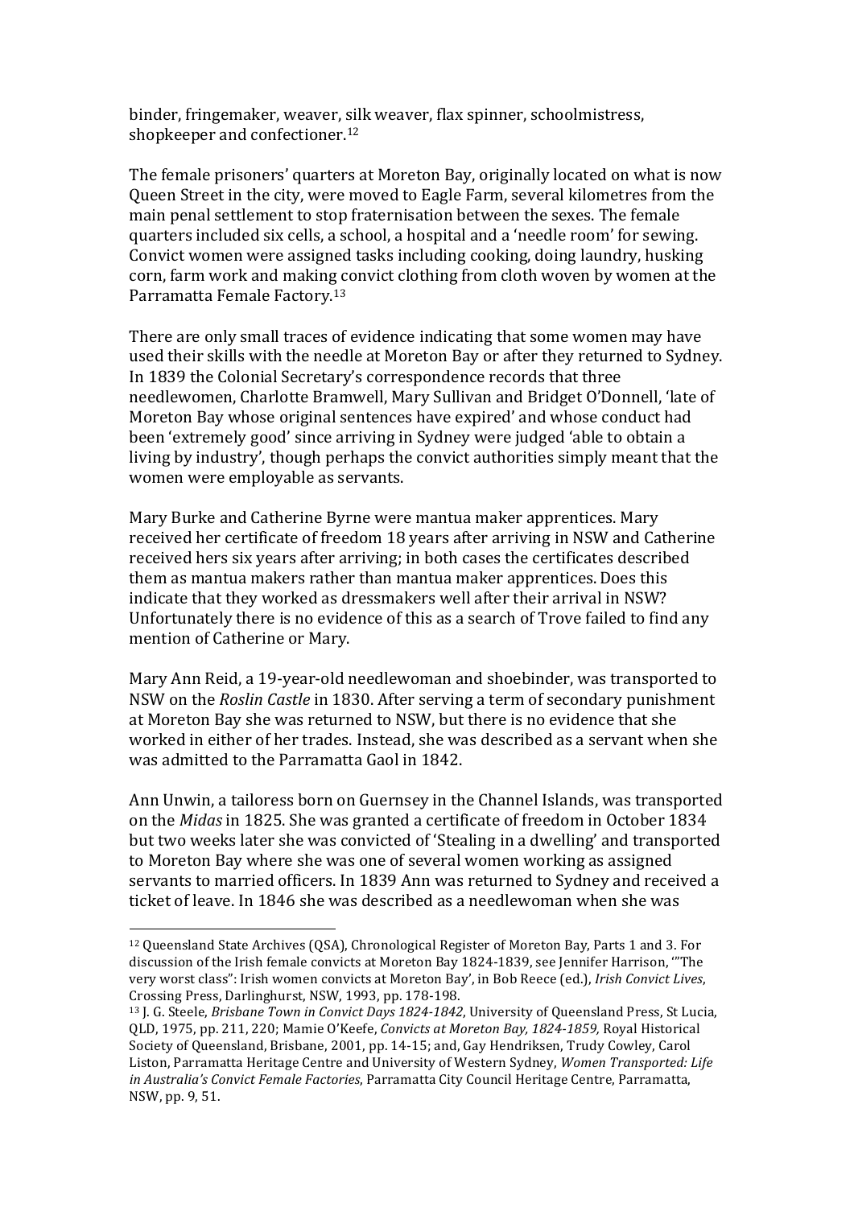binder, fringemaker, weaver, silk weaver, flax spinner, schoolmistress, shopkeeper and confectioner.[12]

The female prisoners' quarters at Moreton Bay, originally located on what is now Queen Street in the city, were moved to Eagle Farm, several kilometres from the main penal settlement to stop fraternisation between the sexes. The female quarters included six cells, a school, a hospital and a 'needle room' for sewing. Convict women were assigned tasks including cooking, doing laundry, husking corn, farm work and making convict clothing from cloth woven by women at the Parramatta Female Factory.[13]

There are only small traces of evidence indicating that some women may have used their skills with the needle at Moreton Bay or after they returned to Sydney. In 1839 the Colonial Secretary's correspondence records that three needlewomen, Charlotte Bramwell, Mary Sullivan and Bridget O'Donnell, 'late of Moreton Bay whose original sentences have expired' and whose conduct had been 'extremely good' since arriving in Sydney were judged 'able to obtain a living by industry', though perhaps the convict authorities simply meant that the women were employable as servants.

Mary Burke and Catherine Byrne were mantua maker apprentices. Mary received her certificate of freedom 18 years after arriving in NSW and Catherine received hers six years after arriving; in both cases the certificates described them as mantua makers rather than mantua maker apprentices. Does this indicate that they worked as dressmakers well after their arrival in NSW? Unfortunately there is no evidence of this as a search of Trove failed to find any mention of Catherine or Mary.

Mary Ann Reid, a 19-year-old needlewoman and shoebinder, was transported to NSW on the *Roslin Castle* in 1830. After serving a term of secondary punishment at Moreton Bay she was returned to NSW, but there is no evidence that she worked in either of her trades. Instead, she was described as a servant when she was admitted to the Parramatta Gaol in 1842.

Ann Unwin, a tailoress born on Guernsey in the Channel Islands, was transported on the *Midas* in 1825. She was granted a certificate of freedom in October 1834 but two weeks later she was convicted of 'Stealing in a dwelling' and transported to Moreton Bay where she was one of several women working as assigned servants to married officers. In 1839 Ann was returned to Sydney and received a ticket of leave. In 1846 she was described as a needlewoman when she was

---

[12] Queensland State Archives (QSA), Chronological Register of Moreton Bay, Parts 1 and 3. For discussion of the Irish female convicts at Moreton Bay 1824-1839, see Jennifer Harrison, '"The very worst class": Irish women convicts at Moreton Bay', in Bob Reece (ed.), *Irish Convict Lives*, Crossing Press, Darlinghurst, NSW, 1993, pp. 178-198.

[13] J. G. Steele, *Brisbane Town in Convict Days 1824-1842*, University of Queensland Press, St Lucia, QLD, 1975, pp. 211, 220; Mamie O'Keefe, *Convicts at Moreton Bay, 1824-1859,* Royal Historical Society of Queensland, Brisbane, 2001, pp. 14-15; and, Gay Hendriksen, Trudy Cowley, Carol Liston, Parramatta Heritage Centre and University of Western Sydney, *Women Transported: Life in Australia's Convict Female Factories*, Parramatta City Council Heritage Centre, Parramatta, NSW, pp. 9, 51.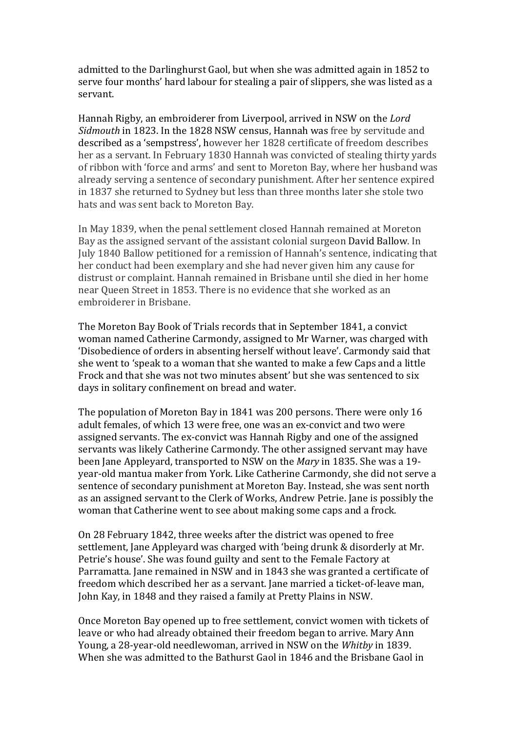admitted to the Darlinghurst Gaol, but when she was admitted again in 1852 to serve four months' hard labour for stealing a pair of slippers, she was listed as a servant.

Hannah Rigby, an embroiderer from Liverpool, arrived in NSW on the *Lord Sidmouth* in 1823. In the 1828 NSW census, Hannah was free by servitude and described as a 'sempstress', however her 1828 certificate of freedom describes her as a servant. In February 1830 Hannah was convicted of stealing thirty yards of ribbon with 'force and arms' and sent to Moreton Bay, where her husband was already serving a sentence of secondary punishment. After her sentence expired in 1837 she returned to Sydney but less than three months later she stole two hats and was sent back to Moreton Bay.

In May 1839, when the penal settlement closed Hannah remained at Moreton Bay as the assigned servant of the assistant colonial surgeon David Ballow. In July 1840 Ballow petitioned for a remission of Hannah's sentence, indicating that her conduct had been exemplary and she had never given him any cause for distrust or complaint. Hannah remained in Brisbane until she died in her home near Queen Street in 1853. There is no evidence that she worked as an embroiderer in Brisbane.

The Moreton Bay Book of Trials records that in September 1841, a convict woman named Catherine Carmondy, assigned to Mr Warner, was charged with 'Disobedience of orders in absenting herself without leave'. Carmondy said that she went to 'speak to a woman that she wanted to make a few Caps and a little Frock and that she was not two minutes absent' but she was sentenced to six days in solitary confinement on bread and water.

The population of Moreton Bay in 1841 was 200 persons. There were only 16 adult females, of which 13 were free, one was an ex-convict and two were assigned servants. The ex-convict was Hannah Rigby and one of the assigned servants was likely Catherine Carmondy. The other assigned servant may have been Jane Appleyard, transported to NSW on the *Mary* in 1835. She was a 19-year-old mantua maker from York. Like Catherine Carmondy, she did not serve a sentence of secondary punishment at Moreton Bay. Instead, she was sent north as an assigned servant to the Clerk of Works, Andrew Petrie. Jane is possibly the woman that Catherine went to see about making some caps and a frock.

On 28 February 1842, three weeks after the district was opened to free settlement, Jane Appleyard was charged with 'being drunk & disorderly at Mr. Petrie's house'. She was found guilty and sent to the Female Factory at Parramatta. Jane remained in NSW and in 1843 she was granted a certificate of freedom which described her as a servant. Jane married a ticket-of-leave man, John Kay, in 1848 and they raised a family at Pretty Plains in NSW.

Once Moreton Bay opened up to free settlement, convict women with tickets of leave or who had already obtained their freedom began to arrive. Mary Ann Young, a 28-year-old needlewoman, arrived in NSW on the *Whitby* in 1839. When she was admitted to the Bathurst Gaol in 1846 and the Brisbane Gaol in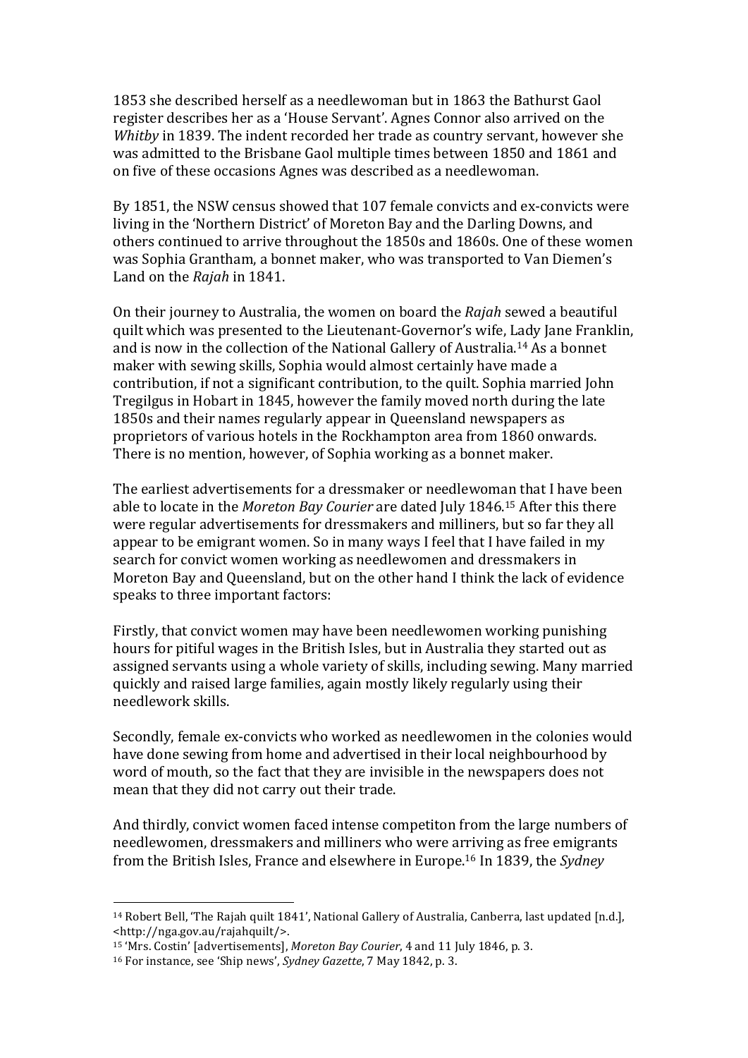1853 she described herself as a needlewoman but in 1863 the Bathurst Gaol register describes her as a 'House Servant'. Agnes Connor also arrived on the *Whitby* in 1839. The indent recorded her trade as country servant, however she was admitted to the Brisbane Gaol multiple times between 1850 and 1861 and on five of these occasions Agnes was described as a needlewoman.

By 1851, the NSW census showed that 107 female convicts and ex-convicts were living in the 'Northern District' of Moreton Bay and the Darling Downs, and others continued to arrive throughout the 1850s and 1860s. One of these women was Sophia Grantham, a bonnet maker, who was transported to Van Diemen's Land on the *Rajah* in 1841.

On their journey to Australia, the women on board the *Rajah* sewed a beautiful quilt which was presented to the Lieutenant-Governor's wife, Lady Jane Franklin, and is now in the collection of the National Gallery of Australia.[14] As a bonnet maker with sewing skills, Sophia would almost certainly have made a contribution, if not a significant contribution, to the quilt. Sophia married John Tregilgus in Hobart in 1845, however the family moved north during the late 1850s and their names regularly appear in Queensland newspapers as proprietors of various hotels in the Rockhampton area from 1860 onwards. There is no mention, however, of Sophia working as a bonnet maker.

The earliest advertisements for a dressmaker or needlewoman that I have been able to locate in the *Moreton Bay Courier* are dated July 1846.[15] After this there were regular advertisements for dressmakers and milliners, but so far they all appear to be emigrant women. So in many ways I feel that I have failed in my search for convict women working as needlewomen and dressmakers in Moreton Bay and Queensland, but on the other hand I think the lack of evidence speaks to three important factors:

Firstly, that convict women may have been needlewomen working punishing hours for pitiful wages in the British Isles, but in Australia they started out as assigned servants using a whole variety of skills, including sewing. Many married quickly and raised large families, again mostly likely regularly using their needlework skills.

Secondly, female ex-convicts who worked as needlewomen in the colonies would have done sewing from home and advertised in their local neighbourhood by word of mouth, so the fact that they are invisible in the newspapers does not mean that they did not carry out their trade.

And thirdly, convict women faced intense competiton from the large numbers of needlewomen, dressmakers and milliners who were arriving as free emigrants from the British Isles, France and elsewhere in Europe.[16] In 1839, the *Sydney*

---

[14] Robert Bell, 'The Rajah quilt 1841', National Gallery of Australia, Canberra, last updated [n.d.], <http://nga.gov.au/rajahquilt/>.

[15] 'Mrs. Costin' [advertisements], *Moreton Bay Courier*, 4 and 11 July 1846, p. 3.

[16] For instance, see 'Ship news', *Sydney Gazette*, 7 May 1842, p. 3.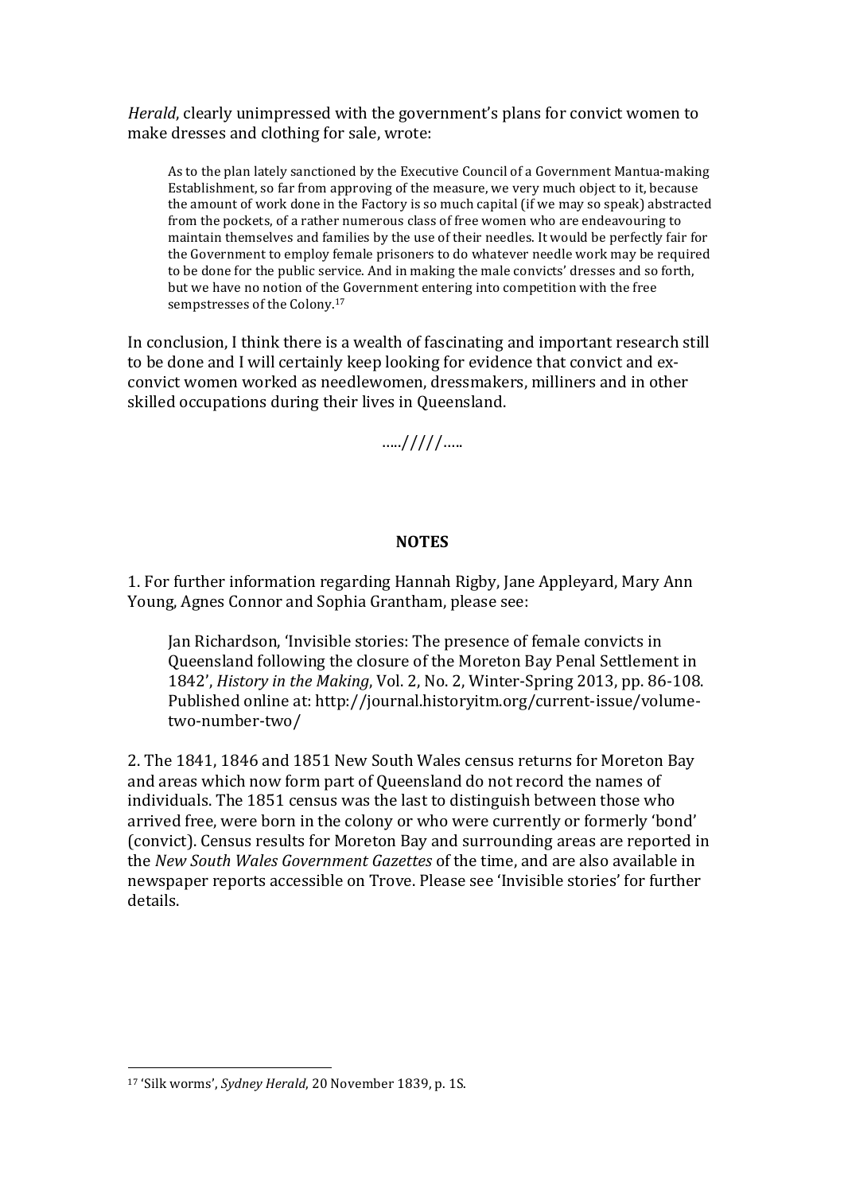*Herald*, clearly unimpressed with the government's plans for convict women to make dresses and clothing for sale, wrote:

> As to the plan lately sanctioned by the Executive Council of a Government Mantua-making Establishment, so far from approving of the measure, we very much object to it, because the amount of work done in the Factory is so much capital (if we may so speak) abstracted from the pockets, of a rather numerous class of free women who are endeavouring to maintain themselves and families by the use of their needles. It would be perfectly fair for the Government to employ female prisoners to do whatever needle work may be required to be done for the public service. And in making the male convicts' dresses and so forth, but we have no notion of the Government entering into competition with the free sempstresses of the Colony.[17]

In conclusion, I think there is a wealth of fascinating and important research still to be done and I will certainly keep looking for evidence that convict and ex-convict women worked as needlewomen, dressmakers, milliners and in other skilled occupations during their lives in Queensland.

…../////…..

**NOTES**

1. For further information regarding Hannah Rigby, Jane Appleyard, Mary Ann Young, Agnes Connor and Sophia Grantham, please see:

   Jan Richardson, 'Invisible stories: The presence of female convicts in Queensland following the closure of the Moreton Bay Penal Settlement in 1842', *History in the Making*, Vol. 2, No. 2, Winter-Spring 2013, pp. 86-108. Published online at: http://journal.historyitm.org/current-issue/volume-two-number-two/

2. The 1841, 1846 and 1851 New South Wales census returns for Moreton Bay and areas which now form part of Queensland do not record the names of individuals. The 1851 census was the last to distinguish between those who arrived free, were born in the colony or who were currently or formerly 'bond' (convict). Census results for Moreton Bay and surrounding areas are reported in the *New South Wales Government Gazettes* of the time, and are also available in newspaper reports accessible on Trove. Please see 'Invisible stories' for further details.

[17] 'Silk worms', *Sydney Herald*, 20 November 1839, p. 1S.